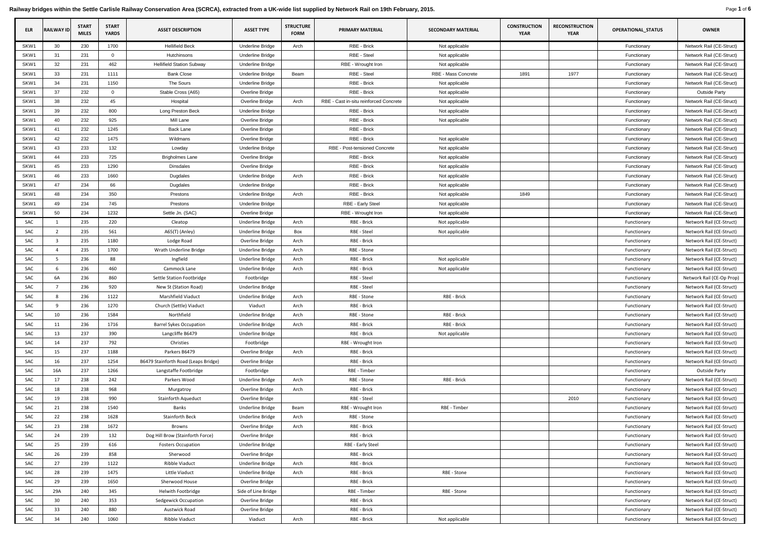**Railway bridges within the Settle Carlisle Railway Conservation Area (SCRCA), extracted from a UK-wide list supplied by Network Rail on 19th February, 2015.**

| ELR | RAILWAY ID | START MILES | START YARDS | ASSET DESCRIPTION | ASSET TYPE | STRUCTURE FORM | PRIMARY MATERIAL | SECONDARY MATERIAL | CONSTRUCTION YEAR | RECONSTRUCTION YEAR | OPERATIONAL_STATUS | OWNER |
|---|---|---|---|---|---|---|---|---|---|---|---|---|
| SKW1 | 30 | 230 | 1700 | Hellifield Beck | Underline Bridge | Arch | RBE - Brick | Not applicable | | | Functionary | Network Rail (CE-Struct) |
| SKW1 | 31 | 231 | 0 | Hutchinsons | Underline Bridge | | RBE - Steel | Not applicable | | | Functionary | Network Rail (CE-Struct) |
| SKW1 | 32 | 231 | 462 | Hellifield Station Subway | Underline Bridge | | RBE - Wrought Iron | Not applicable | | | Functionary | Network Rail (CE-Struct) |
| SKW1 | 33 | 231 | 1111 | Bank Close | Underline Bridge | Beam | RBE - Steel | RBE - Mass Concrete | 1891 | 1977 | Functionary | Network Rail (CE-Struct) |
| SKW1 | 34 | 231 | 1150 | The Sours | Underline Bridge | | RBE - Brick | Not applicable | | | Functionary | Network Rail (CE-Struct) |
| SKW1 | 37 | 232 | 0 | Stable Cross (A65) | Overline Bridge | | RBE - Brick | Not applicable | | | Functionary | Outside Party |
| SKW1 | 38 | 232 | 45 | Hospital | Overline Bridge | Arch | RBE - Cast in-situ reinforced Concrete | Not applicable | | | Functionary | Network Rail (CE-Struct) |
| SKW1 | 39 | 232 | 800 | Long Preston Beck | Underline Bridge | | RBE - Brick | Not applicable | | | Functionary | Network Rail (CE-Struct) |
| SKW1 | 40 | 232 | 925 | Mill Lane | Overline Bridge | | RBE - Brick | Not applicable | | | Functionary | Network Rail (CE-Struct) |
| SKW1 | 41 | 232 | 1245 | Back Lane | Overline Bridge | | RBE - Brick | | | | Functionary | Network Rail (CE-Struct) |
| SKW1 | 42 | 232 | 1475 | Wildmans | Overline Bridge | | RBE - Brick | Not applicable | | | Functionary | Network Rail (CE-Struct) |
| SKW1 | 43 | 233 | 132 | Lowday | Underline Bridge | | RBE - Post-tensioned Concrete | Not applicable | | | Functionary | Network Rail (CE-Struct) |
| SKW1 | 44 | 233 | 725 | Brigholmes Lane | Overline Bridge | | RBE - Brick | Not applicable | | | Functionary | Network Rail (CE-Struct) |
| SKW1 | 45 | 233 | 1290 | Dinsdales | Overline Bridge | | RBE - Brick | Not applicable | | | Functionary | Network Rail (CE-Struct) |
| SKW1 | 46 | 233 | 1660 | Dugdales | Underline Bridge | Arch | RBE - Brick | Not applicable | | | Functionary | Network Rail (CE-Struct) |
| SKW1 | 47 | 234 | 66 | Dugdales | Underline Bridge | | RBE - Brick | Not applicable | | | Functionary | Network Rail (CE-Struct) |
| SKW1 | 48 | 234 | 350 | Prestons | Underline Bridge | Arch | RBE - Brick | Not applicable | 1849 | | Functionary | Network Rail (CE-Struct) |
| SKW1 | 49 | 234 | 745 | Prestons | Underline Bridge | | RBE - Early Steel | Not applicable | | | Functionary | Network Rail (CE-Struct) |
| SKW1 | 50 | 234 | 1232 | Settle Jn. (SAC) | Overline Bridge | | RBE - Wrought Iron | Not applicable | | | Functionary | Network Rail (CE-Struct) |
| SAC | 1 | 235 | 220 | Cleatop | Underline Bridge | Arch | RBE - Brick | Not applicable | | | Functionary | Network Rail (CE-Struct) |
| SAC | 2 | 235 | 561 | A65(T) (Anley) | Underline Bridge | Box | RBE - Steel | Not applicable | | | Functionary | Network Rail (CE-Struct) |
| SAC | 3 | 235 | 1180 | Lodge Road | Overline Bridge | Arch | RBE - Brick | | | | Functionary | Network Rail (CE-Struct) |
| SAC | 4 | 235 | 1700 | Wrath Underline Bridge | Underline Bridge | Arch | RBE - Stone | | | | Functionary | Network Rail (CE-Struct) |
| SAC | 5 | 236 | 88 | Ingfield | Underline Bridge | Arch | RBE - Brick | Not applicable | | | Functionary | Network Rail (CE-Struct) |
| SAC | 6 | 236 | 460 | Cammock Lane | Underline Bridge | Arch | RBE - Brick | Not applicable | | | Functionary | Network Rail (CE-Struct) |
| SAC | 6A | 236 | 860 | Settle Station Footbridge | Footbridge | | RBE - Steel | | | | Functionary | Network Rail (CE-Op Prop) |
| SAC | 7 | 236 | 920 | New St (Station Road) | Underline Bridge | | RBE - Steel | | | | Functionary | Network Rail (CE-Struct) |
| SAC | 8 | 236 | 1122 | Marshfield Viaduct | Underline Bridge | Arch | RBE - Stone | RBE - Brick | | | Functionary | Network Rail (CE-Struct) |
| SAC | 9 | 236 | 1270 | Church (Settle) Viaduct | Viaduct | Arch | RBE - Brick | | | | Functionary | Network Rail (CE-Struct) |
| SAC | 10 | 236 | 1584 | Northfield | Underline Bridge | Arch | RBE - Stone | RBE - Brick | | | Functionary | Network Rail (CE-Struct) |
| SAC | 11 | 236 | 1716 | Barrel Sykes Occupation | Underline Bridge | Arch | RBE - Brick | RBE - Brick | | | Functionary | Network Rail (CE-Struct) |
| SAC | 13 | 237 | 390 | Langcliffe B6479 | Underline Bridge | | RBE - Brick | Not applicable | | | Functionary | Network Rail (CE-Struct) |
| SAC | 14 | 237 | 792 | Christies | Footbridge | | RBE - Wrought Iron | | | | Functionary | Network Rail (CE-Struct) |
| SAC | 15 | 237 | 1188 | Parkers B6479 | Overline Bridge | Arch | RBE - Brick | | | | Functionary | Network Rail (CE-Struct) |
| SAC | 16 | 237 | 1254 | B6479 Stainforth Road (Leaps Bridge) | Overline Bridge | | RBE - Brick | | | | Functionary | Network Rail (CE-Struct) |
| SAC | 16A | 237 | 1266 | Langstaffe Footbridge | Footbridge | | RBE - Timber | | | | Functionary | Outside Party |
| SAC | 17 | 238 | 242 | Parkers Wood | Underline Bridge | Arch | RBE - Stone | RBE - Brick | | | Functionary | Network Rail (CE-Struct) |
| SAC | 18 | 238 | 968 | Murgatroy | Overline Bridge | Arch | RBE - Brick | | | | Functionary | Network Rail (CE-Struct) |
| SAC | 19 | 238 | 990 | Stainforth Aqueduct | Overline Bridge | | RBE - Steel | | | 2010 | Functionary | Network Rail (CE-Struct) |
| SAC | 21 | 238 | 1540 | Banks | Underline Bridge | Beam | RBE - Wrought Iron | RBE - Timber | | | Functionary | Network Rail (CE-Struct) |
| SAC | 22 | 238 | 1628 | Stainforth Beck | Underline Bridge | Arch | RBE - Stone | | | | Functionary | Network Rail (CE-Struct) |
| SAC | 23 | 238 | 1672 | Browns | Overline Bridge | Arch | RBE - Brick | | | | Functionary | Network Rail (CE-Struct) |
| SAC | 24 | 239 | 132 | Dog Hill Brow (Stainforth Force) | Overline Bridge | | RBE - Brick | | | | Functionary | Network Rail (CE-Struct) |
| SAC | 25 | 239 | 616 | Fosters Occupation | Underline Bridge | | RBE - Early Steel | | | | Functionary | Network Rail (CE-Struct) |
| SAC | 26 | 239 | 858 | Sherwood | Overline Bridge | | RBE - Brick | | | | Functionary | Network Rail (CE-Struct) |
| SAC | 27 | 239 | 1122 | Ribble Viaduct | Underline Bridge | Arch | RBE - Brick | | | | Functionary | Network Rail (CE-Struct) |
| SAC | 28 | 239 | 1475 | Little Viaduct | Underline Bridge | Arch | RBE - Brick | RBE - Stone | | | Functionary | Network Rail (CE-Struct) |
| SAC | 29 | 239 | 1650 | Sherwood House | Overline Bridge | | RBE - Brick | | | | Functionary | Network Rail (CE-Struct) |
| SAC | 29A | 240 | 345 | Helwith Footbridge | Side of Line Bridge | | RBE - Timber | RBE - Stone | | | Functionary | Network Rail (CE-Struct) |
| SAC | 30 | 240 | 353 | Sedgewick Occupation | Overline Bridge | | RBE - Brick | | | | Functionary | Network Rail (CE-Struct) |
| SAC | 33 | 240 | 880 | Austwick Road | Overline Bridge | | RBE - Brick | | | | Functionary | Network Rail (CE-Struct) |
| SAC | 34 | 240 | 1060 | Ribble Viaduct | Viaduct | Arch | RBE - Brick | Not applicable | | | Functionary | Network Rail (CE-Struct) |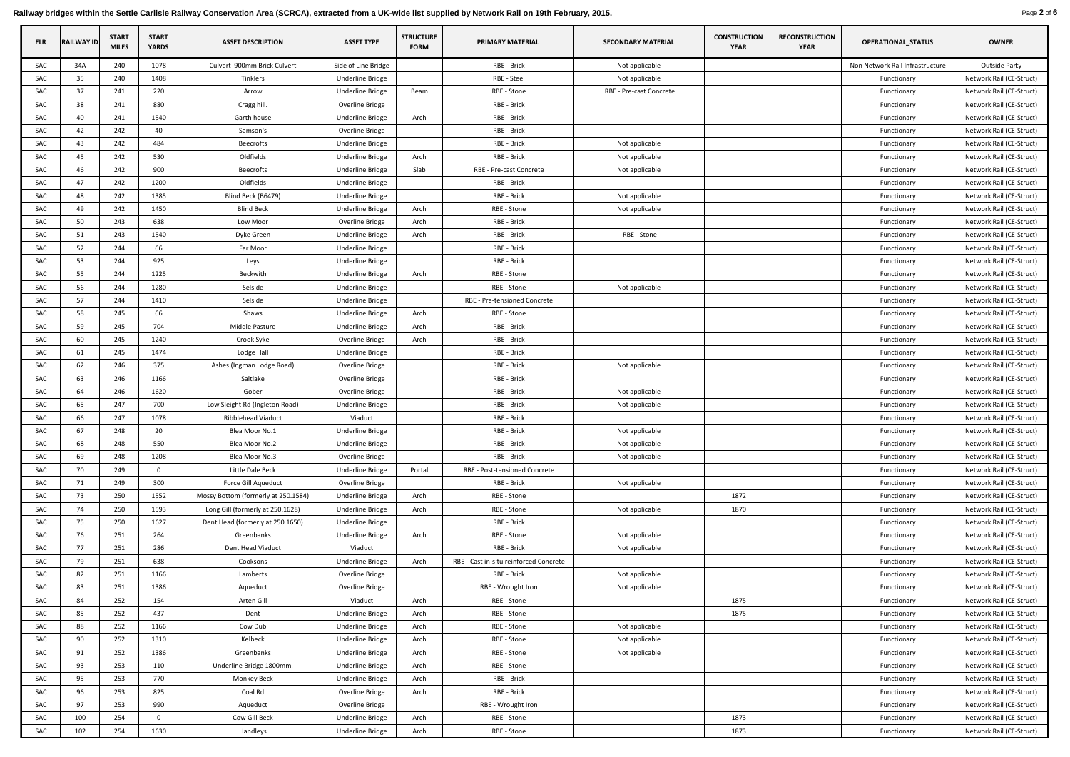Railway bridges within the Settle Carlisle Railway Conservation Area (SCRCA), extracted from a UK-wide list supplied by Network Rail on 19th February, 2015.

| ELR | RAILWAY ID | START MILES | START YARDS | ASSET DESCRIPTION | ASSET TYPE | STRUCTURE FORM | PRIMARY MATERIAL | SECONDARY MATERIAL | CONSTRUCTION YEAR | RECONSTRUCTION YEAR | OPERATIONAL_STATUS | OWNER |
|---|---|---|---|---|---|---|---|---|---|---|---|---|
| SAC | 34A | 240 | 1078 | Culvert 900mm Brick Culvert | Side of Line Bridge | | RBE - Brick | Not applicable | | | Non Network Rail Infrastructure | Outside Party |
| SAC | 35 | 240 | 1408 | Tinklers | Underline Bridge | | RBE - Steel | Not applicable | | | Functionary | Network Rail (CE-Struct) |
| SAC | 37 | 241 | 220 | Arrow | Underline Bridge | Beam | RBE - Stone | RBE - Pre-cast Concrete | | | Functionary | Network Rail (CE-Struct) |
| SAC | 38 | 241 | 880 | Cragg hill. | Overline Bridge | | RBE - Brick | | | | Functionary | Network Rail (CE-Struct) |
| SAC | 40 | 241 | 1540 | Garth house | Underline Bridge | Arch | RBE - Brick | | | | Functionary | Network Rail (CE-Struct) |
| SAC | 42 | 242 | 40 | Samson's | Overline Bridge | | RBE - Brick | | | | Functionary | Network Rail (CE-Struct) |
| SAC | 43 | 242 | 484 | Beecrofts | Underline Bridge | | RBE - Brick | Not applicable | | | Functionary | Network Rail (CE-Struct) |
| SAC | 45 | 242 | 530 | Oldfields | Underline Bridge | Arch | RBE - Brick | Not applicable | | | Functionary | Network Rail (CE-Struct) |
| SAC | 46 | 242 | 900 | Beecrofts | Underline Bridge | Slab | RBE - Pre-cast Concrete | Not applicable | | | Functionary | Network Rail (CE-Struct) |
| SAC | 47 | 242 | 1200 | Oldfields | Underline Bridge | | RBE - Brick | | | | Functionary | Network Rail (CE-Struct) |
| SAC | 48 | 242 | 1385 | Blind Beck (B6479) | Underline Bridge | | RBE - Brick | Not applicable | | | Functionary | Network Rail (CE-Struct) |
| SAC | 49 | 242 | 1450 | Blind Beck | Underline Bridge | Arch | RBE - Stone | Not applicable | | | Functionary | Network Rail (CE-Struct) |
| SAC | 50 | 243 | 638 | Low Moor | Overline Bridge | Arch | RBE - Brick | | | | Functionary | Network Rail (CE-Struct) |
| SAC | 51 | 243 | 1540 | Dyke Green | Underline Bridge | Arch | RBE - Brick | RBE - Stone | | | Functionary | Network Rail (CE-Struct) |
| SAC | 52 | 244 | 66 | Far Moor | Underline Bridge | | RBE - Brick | | | | Functionary | Network Rail (CE-Struct) |
| SAC | 53 | 244 | 925 | Leys | Underline Bridge | | RBE - Brick | | | | Functionary | Network Rail (CE-Struct) |
| SAC | 55 | 244 | 1225 | Beckwith | Underline Bridge | Arch | RBE - Stone | | | | Functionary | Network Rail (CE-Struct) |
| SAC | 56 | 244 | 1280 | Selside | Underline Bridge | | RBE - Stone | Not applicable | | | Functionary | Network Rail (CE-Struct) |
| SAC | 57 | 244 | 1410 | Selside | Underline Bridge | | RBE - Pre-tensioned Concrete | | | | Functionary | Network Rail (CE-Struct) |
| SAC | 58 | 245 | 66 | Shaws | Underline Bridge | Arch | RBE - Stone | | | | Functionary | Network Rail (CE-Struct) |
| SAC | 59 | 245 | 704 | Middle Pasture | Underline Bridge | Arch | RBE - Brick | | | | Functionary | Network Rail (CE-Struct) |
| SAC | 60 | 245 | 1240 | Crook Syke | Overline Bridge | Arch | RBE - Brick | | | | Functionary | Network Rail (CE-Struct) |
| SAC | 61 | 245 | 1474 | Lodge Hall | Underline Bridge | | RBE - Brick | | | | Functionary | Network Rail (CE-Struct) |
| SAC | 62 | 246 | 375 | Ashes (Ingman Lodge Road) | Overline Bridge | | RBE - Brick | Not applicable | | | Functionary | Network Rail (CE-Struct) |
| SAC | 63 | 246 | 1166 | Saltlake | Overline Bridge | | RBE - Brick | | | | Functionary | Network Rail (CE-Struct) |
| SAC | 64 | 246 | 1620 | Gober | Overline Bridge | | RBE - Brick | Not applicable | | | Functionary | Network Rail (CE-Struct) |
| SAC | 65 | 247 | 700 | Low Sleight Rd (Ingleton Road) | Underline Bridge | | RBE - Brick | Not applicable | | | Functionary | Network Rail (CE-Struct) |
| SAC | 66 | 247 | 1078 | Ribblehead Viaduct | Viaduct | | RBE - Brick | | | | Functionary | Network Rail (CE-Struct) |
| SAC | 67 | 248 | 20 | Blea Moor No.1 | Underline Bridge | | RBE - Brick | Not applicable | | | Functionary | Network Rail (CE-Struct) |
| SAC | 68 | 248 | 550 | Blea Moor No.2 | Underline Bridge | | RBE - Brick | Not applicable | | | Functionary | Network Rail (CE-Struct) |
| SAC | 69 | 248 | 1208 | Blea Moor No.3 | Overline Bridge | | RBE - Brick | Not applicable | | | Functionary | Network Rail (CE-Struct) |
| SAC | 70 | 249 | 0 | Little Dale Beck | Underline Bridge | Portal | RBE - Post-tensioned Concrete | | | | Functionary | Network Rail (CE-Struct) |
| SAC | 71 | 249 | 300 | Force Gill Aqueduct | Overline Bridge | | RBE - Brick | Not applicable | | | Functionary | Network Rail (CE-Struct) |
| SAC | 73 | 250 | 1552 | Mossy Bottom (formerly at 250.1584) | Underline Bridge | Arch | RBE - Stone | | 1872 | | Functionary | Network Rail (CE-Struct) |
| SAC | 74 | 250 | 1593 | Long Gill (formerly at 250.1628) | Underline Bridge | Arch | RBE - Stone | Not applicable | 1870 | | Functionary | Network Rail (CE-Struct) |
| SAC | 75 | 250 | 1627 | Dent Head (formerly at 250.1650) | Underline Bridge | | RBE - Brick | | | | Functionary | Network Rail (CE-Struct) |
| SAC | 76 | 251 | 264 | Greenbanks | Underline Bridge | Arch | RBE - Stone | Not applicable | | | Functionary | Network Rail (CE-Struct) |
| SAC | 77 | 251 | 286 | Dent Head Viaduct | Viaduct | | RBE - Brick | Not applicable | | | Functionary | Network Rail (CE-Struct) |
| SAC | 79 | 251 | 638 | Cooksons | Underline Bridge | Arch | RBE - Cast in-situ reinforced Concrete | | | | Functionary | Network Rail (CE-Struct) |
| SAC | 82 | 251 | 1166 | Lamberts | Overline Bridge | | RBE - Brick | Not applicable | | | Functionary | Network Rail (CE-Struct) |
| SAC | 83 | 251 | 1386 | Aqueduct | Overline Bridge | | RBE - Wrought Iron | Not applicable | | | Functionary | Network Rail (CE-Struct) |
| SAC | 84 | 252 | 154 | Arten Gill | Viaduct | Arch | RBE - Stone | | 1875 | | Functionary | Network Rail (CE-Struct) |
| SAC | 85 | 252 | 437 | Dent | Underline Bridge | Arch | RBE - Stone | | 1875 | | Functionary | Network Rail (CE-Struct) |
| SAC | 88 | 252 | 1166 | Cow Dub | Underline Bridge | Arch | RBE - Stone | Not applicable | | | Functionary | Network Rail (CE-Struct) |
| SAC | 90 | 252 | 1310 | Kelbeck | Underline Bridge | Arch | RBE - Stone | Not applicable | | | Functionary | Network Rail (CE-Struct) |
| SAC | 91 | 252 | 1386 | Greenbanks | Underline Bridge | Arch | RBE - Stone | Not applicable | | | Functionary | Network Rail (CE-Struct) |
| SAC | 93 | 253 | 110 | Underline Bridge 1800mm. | Underline Bridge | Arch | RBE - Stone | | | | Functionary | Network Rail (CE-Struct) |
| SAC | 95 | 253 | 770 | Monkey Beck | Underline Bridge | Arch | RBE - Brick | | | | Functionary | Network Rail (CE-Struct) |
| SAC | 96 | 253 | 825 | Coal Rd | Overline Bridge | Arch | RBE - Brick | | | | Functionary | Network Rail (CE-Struct) |
| SAC | 97 | 253 | 990 | Aqueduct | Overline Bridge | | RBE - Wrought Iron | | | | Functionary | Network Rail (CE-Struct) |
| SAC | 100 | 254 | 0 | Cow Gill Beck | Underline Bridge | Arch | RBE - Stone | | 1873 | | Functionary | Network Rail (CE-Struct) |
| SAC | 102 | 254 | 1630 | Handleys | Underline Bridge | Arch | RBE - Stone | | 1873 | | Functionary | Network Rail (CE-Struct) |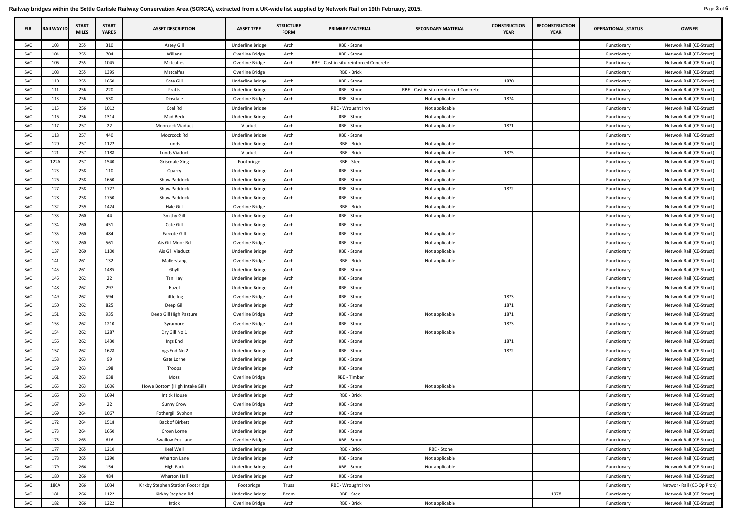**Railway bridges within the Settle Carlisle Railway Conservation Area (SCRCA), extracted from a UK-wide list supplied by Network Rail on 19th February, 2015.**

| ELR | RAILWAY ID | START MILES | START YARDS | ASSET DESCRIPTION | ASSET TYPE | STRUCTURE FORM | PRIMARY MATERIAL | SECONDARY MATERIAL | CONSTRUCTION YEAR | RECONSTRUCTION YEAR | OPERATIONAL_STATUS | OWNER |
|---|---|---|---|---|---|---|---|---|---|---|---|---|
| SAC | 103 | 255 | 310 | Assey Gill | Underline Bridge | Arch | RBE - Stone | | | | Functionary | Network Rail (CE-Struct) |
| SAC | 104 | 255 | 704 | Willans | Overline Bridge | Arch | RBE - Stone | | | | Functionary | Network Rail (CE-Struct) |
| SAC | 106 | 255 | 1045 | Metcalfes | Overline Bridge | Arch | RBE - Cast in-situ reinforced Concrete | | | | Functionary | Network Rail (CE-Struct) |
| SAC | 108 | 255 | 1395 | Metcalfes | Overline Bridge | | RBE - Brick | | | | Functionary | Network Rail (CE-Struct) |
| SAC | 110 | 255 | 1650 | Cote Gill | Underline Bridge | Arch | RBE - Stone | | 1870 | | Functionary | Network Rail (CE-Struct) |
| SAC | 111 | 256 | 220 | Pratts | Underline Bridge | Arch | RBE - Stone | RBE - Cast in-situ reinforced Concrete | | | Functionary | Network Rail (CE-Struct) |
| SAC | 113 | 256 | 530 | Dinsdale | Overline Bridge | Arch | RBE - Stone | Not applicable | 1874 | | Functionary | Network Rail (CE-Struct) |
| SAC | 115 | 256 | 1012 | Coal Rd | Underline Bridge | | RBE - Wrought Iron | Not applicable | | | Functionary | Network Rail (CE-Struct) |
| SAC | 116 | 256 | 1314 | Mud Beck | Underline Bridge | Arch | RBE - Stone | Not applicable | | | Functionary | Network Rail (CE-Struct) |
| SAC | 117 | 257 | 22 | Moorcock Viaduct | Viaduct | Arch | RBE - Stone | Not applicable | 1871 | | Functionary | Network Rail (CE-Struct) |
| SAC | 118 | 257 | 440 | Moorcock Rd | Underline Bridge | Arch | RBE - Stone | | | | Functionary | Network Rail (CE-Struct) |
| SAC | 120 | 257 | 1122 | Lunds | Underline Bridge | Arch | RBE - Brick | Not applicable | | | Functionary | Network Rail (CE-Struct) |
| SAC | 121 | 257 | 1188 | Lunds Viaduct | Viaduct | Arch | RBE - Brick | Not applicable | 1875 | | Functionary | Network Rail (CE-Struct) |
| SAC | 122A | 257 | 1540 | Grisedale Xing | Footbridge | | RBE - Steel | Not applicable | | | Functionary | Network Rail (CE-Struct) |
| SAC | 123 | 258 | 110 | Quarry | Underline Bridge | Arch | RBE - Stone | Not applicable | | | Functionary | Network Rail (CE-Struct) |
| SAC | 126 | 258 | 1650 | Shaw Paddock | Underline Bridge | Arch | RBE - Stone | Not applicable | | | Functionary | Network Rail (CE-Struct) |
| SAC | 127 | 258 | 1727 | Shaw Paddock | Underline Bridge | Arch | RBE - Stone | Not applicable | 1872 | | Functionary | Network Rail (CE-Struct) |
| SAC | 128 | 258 | 1750 | Shaw Paddock | Underline Bridge | Arch | RBE - Stone | Not applicable | | | Functionary | Network Rail (CE-Struct) |
| SAC | 132 | 259 | 1424 | Hale Gill | Overline Bridge | | RBE - Brick | Not applicable | | | Functionary | Network Rail (CE-Struct) |
| SAC | 133 | 260 | 44 | Smithy Gill | Underline Bridge | Arch | RBE - Stone | Not applicable | | | Functionary | Network Rail (CE-Struct) |
| SAC | 134 | 260 | 451 | Cote Gill | Underline Bridge | Arch | RBE - Stone | | | | Functionary | Network Rail (CE-Struct) |
| SAC | 135 | 260 | 484 | Farcote Gill | Underline Bridge | Arch | RBE - Stone | Not applicable | | | Functionary | Network Rail (CE-Struct) |
| SAC | 136 | 260 | 561 | Ais Gill Moor Rd | Overline Bridge | | RBE - Stone | Not applicable | | | Functionary | Network Rail (CE-Struct) |
| SAC | 137 | 260 | 1100 | Ais Gill Viaduct | Underline Bridge | Arch | RBE - Stone | Not applicable | | | Functionary | Network Rail (CE-Struct) |
| SAC | 141 | 261 | 132 | Mallerstang | Overline Bridge | Arch | RBE - Brick | Not applicable | | | Functionary | Network Rail (CE-Struct) |
| SAC | 145 | 261 | 1485 | Ghyll | Underline Bridge | Arch | RBE - Stone | | | | Functionary | Network Rail (CE-Struct) |
| SAC | 146 | 262 | 22 | Tan Hay | Underline Bridge | Arch | RBE - Stone | | | | Functionary | Network Rail (CE-Struct) |
| SAC | 148 | 262 | 297 | Hazel | Underline Bridge | Arch | RBE - Stone | | | | Functionary | Network Rail (CE-Struct) |
| SAC | 149 | 262 | 594 | Little Ing | Overline Bridge | Arch | RBE - Stone | | 1873 | | Functionary | Network Rail (CE-Struct) |
| SAC | 150 | 262 | 825 | Deep Gill | Underline Bridge | Arch | RBE - Stone | | 1871 | | Functionary | Network Rail (CE-Struct) |
| SAC | 151 | 262 | 935 | Deep Gill High Pasture | Overline Bridge | Arch | RBE - Stone | Not applicable | 1871 | | Functionary | Network Rail (CE-Struct) |
| SAC | 153 | 262 | 1210 | Sycamore | Overline Bridge | Arch | RBE - Stone | | 1873 | | Functionary | Network Rail (CE-Struct) |
| SAC | 154 | 262 | 1287 | Dry Gill No 1 | Underline Bridge | Arch | RBE - Stone | Not applicable | | | Functionary | Network Rail (CE-Struct) |
| SAC | 156 | 262 | 1430 | Ings End | Underline Bridge | Arch | RBE - Stone | | 1871 | | Functionary | Network Rail (CE-Struct) |
| SAC | 157 | 262 | 1628 | Ings End No 2 | Underline Bridge | Arch | RBE - Stone | | 1872 | | Functionary | Network Rail (CE-Struct) |
| SAC | 158 | 263 | 99 | Gate Lorne | Underline Bridge | Arch | RBE - Stone | | | | Functionary | Network Rail (CE-Struct) |
| SAC | 159 | 263 | 198 | Troops | Underline Bridge | Arch | RBE - Stone | | | | Functionary | Network Rail (CE-Struct) |
| SAC | 161 | 263 | 638 | Moss | Overline Bridge | | RBE - Timber | | | | Functionary | Network Rail (CE-Struct) |
| SAC | 165 | 263 | 1606 | Howe Bottom (High Intake Gill) | Underline Bridge | Arch | RBE - Stone | Not applicable | | | Functionary | Network Rail (CE-Struct) |
| SAC | 166 | 263 | 1694 | Intick House | Underline Bridge | Arch | RBE - Brick | | | | Functionary | Network Rail (CE-Struct) |
| SAC | 167 | 264 | 22 | Sunny Crow | Overline Bridge | Arch | RBE - Stone | | | | Functionary | Network Rail (CE-Struct) |
| SAC | 169 | 264 | 1067 | Fothergill Syphon | Underline Bridge | Arch | RBE - Stone | | | | Functionary | Network Rail (CE-Struct) |
| SAC | 172 | 264 | 1518 | Back of Birkett | Underline Bridge | Arch | RBE - Stone | | | | Functionary | Network Rail (CE-Struct) |
| SAC | 173 | 264 | 1650 | Croon Lorne | Underline Bridge | Arch | RBE - Stone | | | | Functionary | Network Rail (CE-Struct) |
| SAC | 175 | 265 | 616 | Swallow Pot Lane | Overline Bridge | Arch | RBE - Stone | | | | Functionary | Network Rail (CE-Struct) |
| SAC | 177 | 265 | 1210 | Keel Well | Underline Bridge | Arch | RBE - Brick | RBE - Stone | | | Functionary | Network Rail (CE-Struct) |
| SAC | 178 | 265 | 1290 | Wharton Lane | Underline Bridge | Arch | RBE - Stone | Not applicable | | | Functionary | Network Rail (CE-Struct) |
| SAC | 179 | 266 | 154 | High Park | Underline Bridge | Arch | RBE - Stone | Not applicable | | | Functionary | Network Rail (CE-Struct) |
| SAC | 180 | 266 | 484 | Wharton Hall | Underline Bridge | Arch | RBE - Stone | | | | Functionary | Network Rail (CE-Struct) |
| SAC | 180A | 266 | 1034 | Kirkby Stephen Station Footbridge | Footbridge | Truss | RBE - Wrought Iron | | | | Functionary | Network Rail (CE-Op Prop) |
| SAC | 181 | 266 | 1122 | Kirkby Stephen Rd | Underline Bridge | Beam | RBE - Steel | | | 1978 | Functionary | Network Rail (CE-Struct) |
| SAC | 182 | 266 | 1222 | Intick | Overline Bridge | Arch | RBE - Brick | Not applicable | | | Functionary | Network Rail (CE-Struct) |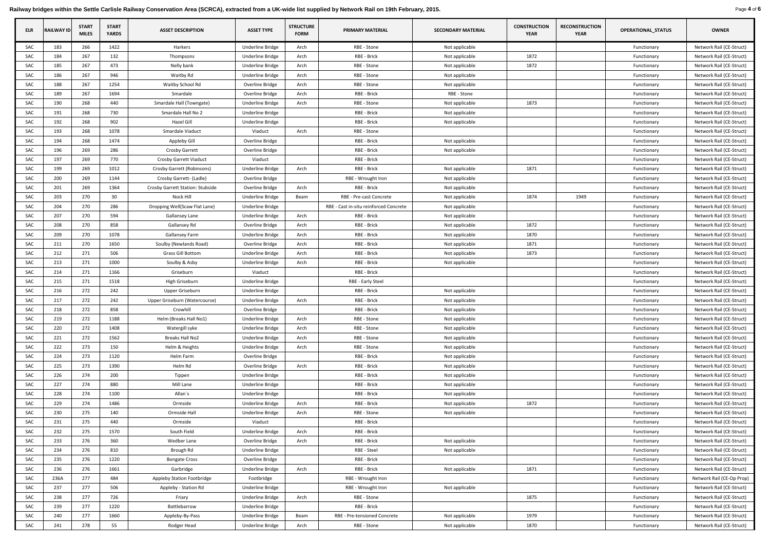**Railway bridges within the Settle Carlisle Railway Conservation Area (SCRCA), extracted from a UK-wide list supplied by Network Rail on 19th February, 2015.**

| ELR | RAILWAY ID | START MILES | START YARDS | ASSET DESCRIPTION | ASSET TYPE | STRUCTURE FORM | PRIMARY MATERIAL | SECONDARY MATERIAL | CONSTRUCTION YEAR | RECONSTRUCTION YEAR | OPERATIONAL_STATUS | OWNER |
|---|---|---|---|---|---|---|---|---|---|---|---|---|
| SAC | 183 | 266 | 1422 | Harkers | Underline Bridge | Arch | RBE - Stone | Not applicable | | | Functionary | Network Rail (CE-Struct) |
| SAC | 184 | 267 | 132 | Thompsons | Underline Bridge | Arch | RBE - Brick | Not applicable | 1872 | | Functionary | Network Rail (CE-Struct) |
| SAC | 185 | 267 | 473 | Nelly bank | Underline Bridge | Arch | RBE - Stone | Not applicable | 1872 | | Functionary | Network Rail (CE-Struct) |
| SAC | 186 | 267 | 946 | Waitby Rd | Underline Bridge | Arch | RBE - Stone | Not applicable | | | Functionary | Network Rail (CE-Struct) |
| SAC | 188 | 267 | 1254 | Waitby School Rd | Overline Bridge | Arch | RBE - Stone | Not applicable | | | Functionary | Network Rail (CE-Struct) |
| SAC | 189 | 267 | 1694 | Smardale | Overline Bridge | Arch | RBE - Brick | RBE - Stone | | | Functionary | Network Rail (CE-Struct) |
| SAC | 190 | 268 | 440 | Smardale Hall (Towngate) | Underline Bridge | Arch | RBE - Stone | Not applicable | 1873 | | Functionary | Network Rail (CE-Struct) |
| SAC | 191 | 268 | 730 | Smardale Hall No 2 | Underline Bridge | | RBE - Brick | Not applicable | | | Functionary | Network Rail (CE-Struct) |
| SAC | 192 | 268 | 902 | Hazel Gill | Underline Bridge | | RBE - Brick | Not applicable | | | Functionary | Network Rail (CE-Struct) |
| SAC | 193 | 268 | 1078 | Smardale Viaduct | Viaduct | Arch | RBE - Stone | | | | Functionary | Network Rail (CE-Struct) |
| SAC | 194 | 268 | 1474 | Appleby Gill | Overline Bridge | | RBE - Brick | Not applicable | | | Functionary | Network Rail (CE-Struct) |
| SAC | 196 | 269 | 286 | Crosby Garrett | Overline Bridge | | RBE - Brick | Not applicable | | | Functionary | Network Rail (CE-Struct) |
| SAC | 197 | 269 | 770 | Crosby Garrett Viaduct | Viaduct | | RBE - Brick | | | | Functionary | Network Rail (CE-Struct) |
| SAC | 199 | 269 | 1012 | Crosby Garrett (Robinsons) | Underline Bridge | Arch | RBE - Brick | Not applicable | 1871 | | Functionary | Network Rail (CE-Struct) |
| SAC | 200 | 269 | 1144 | Crosby Garrett- (Ladle) | Overline Bridge | | RBE - Wrought Iron | Not applicable | | | Functionary | Network Rail (CE-Struct) |
| SAC | 201 | 269 | 1364 | Crosby Garrett Station: Stubside | Overline Bridge | Arch | RBE - Brick | Not applicable | | | Functionary | Network Rail (CE-Struct) |
| SAC | 203 | 270 | 30 | Nock Hill | Underline Bridge | Beam | RBE - Pre-cast Concrete | Not applicable | 1874 | 1949 | Functionary | Network Rail (CE-Struct) |
| SAC | 204 | 270 | 286 | Dropping Well(Scaw Flat Lane) | Underline Bridge | | RBE - Cast in-situ reinforced Concrete | Not applicable | | | Functionary | Network Rail (CE-Struct) |
| SAC | 207 | 270 | 594 | Gallansey Lane | Underline Bridge | Arch | RBE - Brick | Not applicable | | | Functionary | Network Rail (CE-Struct) |
| SAC | 208 | 270 | 858 | Gallansey Rd | Overline Bridge | Arch | RBE - Brick | Not applicable | 1872 | | Functionary | Network Rail (CE-Struct) |
| SAC | 209 | 270 | 1078 | Gallansey Farm | Underline Bridge | Arch | RBE - Brick | Not applicable | 1870 | | Functionary | Network Rail (CE-Struct) |
| SAC | 211 | 270 | 1650 | Soulby (Newlands Road) | Overline Bridge | Arch | RBE - Brick | Not applicable | 1871 | | Functionary | Network Rail (CE-Struct) |
| SAC | 212 | 271 | 506 | Grass Gill Bottom | Underline Bridge | Arch | RBE - Brick | Not applicable | 1873 | | Functionary | Network Rail (CE-Struct) |
| SAC | 213 | 271 | 1000 | Soulby & Asby | Underline Bridge | Arch | RBE - Brick | Not applicable | | | Functionary | Network Rail (CE-Struct) |
| SAC | 214 | 271 | 1166 | Griseburn | Viaduct | | RBE - Brick | | | | Functionary | Network Rail (CE-Struct) |
| SAC | 215 | 271 | 1518 | High Griseburn | Underline Bridge | | RBE - Early Steel | | | | Functionary | Network Rail (CE-Struct) |
| SAC | 216 | 272 | 242 | Upper Griseburn | Underline Bridge | | RBE - Brick | Not applicable | | | Functionary | Network Rail (CE-Struct) |
| SAC | 217 | 272 | 242 | Upper Griseburn (Watercourse) | Underline Bridge | Arch | RBE - Brick | Not applicable | | | Functionary | Network Rail (CE-Struct) |
| SAC | 218 | 272 | 858 | Crowhill | Overline Bridge | | RBE - Brick | Not applicable | | | Functionary | Network Rail (CE-Struct) |
| SAC | 219 | 272 | 1188 | Helm (Breaks Hall No1) | Underline Bridge | Arch | RBE - Stone | Not applicable | | | Functionary | Network Rail (CE-Struct) |
| SAC | 220 | 272 | 1408 | Watergill syke | Underline Bridge | Arch | RBE - Stone | Not applicable | | | Functionary | Network Rail (CE-Struct) |
| SAC | 221 | 272 | 1562 | Breaks Hall No2 | Underline Bridge | Arch | RBE - Stone | Not applicable | | | Functionary | Network Rail (CE-Struct) |
| SAC | 222 | 273 | 150 | Helm & Heights | Underline Bridge | Arch | RBE - Stone | Not applicable | | | Functionary | Network Rail (CE-Struct) |
| SAC | 224 | 273 | 1120 | Helm Farm | Overline Bridge | | RBE - Brick | Not applicable | | | Functionary | Network Rail (CE-Struct) |
| SAC | 225 | 273 | 1390 | Helm Rd | Overline Bridge | Arch | RBE - Brick | Not applicable | | | Functionary | Network Rail (CE-Struct) |
| SAC | 226 | 274 | 200 | Tippen | Underline Bridge | | RBE - Brick | Not applicable | | | Functionary | Network Rail (CE-Struct) |
| SAC | 227 | 274 | 880 | Mill Lane | Underline Bridge | | RBE - Brick | Not applicable | | | Functionary | Network Rail (CE-Struct) |
| SAC | 228 | 274 | 1100 | Allan`s | Underline Bridge | | RBE - Brick | Not applicable | | | Functionary | Network Rail (CE-Struct) |
| SAC | 229 | 274 | 1486 | Ormside | Underline Bridge | Arch | RBE - Brick | Not applicable | 1872 | | Functionary | Network Rail (CE-Struct) |
| SAC | 230 | 275 | 140 | Ormside Hall | Underline Bridge | Arch | RBE - Stone | Not applicable | | | Functionary | Network Rail (CE-Struct) |
| SAC | 231 | 275 | 440 | Ormside | Viaduct | | RBE - Brick | | | | Functionary | Network Rail (CE-Struct) |
| SAC | 232 | 275 | 1570 | South Field | Underline Bridge | Arch | RBE - Brick | | | | Functionary | Network Rail (CE-Struct) |
| SAC | 233 | 276 | 360 | Wedber Lane | Overline Bridge | Arch | RBE - Brick | Not applicable | | | Functionary | Network Rail (CE-Struct) |
| SAC | 234 | 276 | 810 | Brough Rd | Underline Bridge | | RBE - Steel | Not applicable | | | Functionary | Network Rail (CE-Struct) |
| SAC | 235 | 276 | 1220 | Bongate Cross | Overline Bridge | | RBE - Brick | | | | Functionary | Network Rail (CE-Struct) |
| SAC | 236 | 276 | 1661 | Garbridge | Underline Bridge | Arch | RBE - Brick | Not applicable | 1871 | | Functionary | Network Rail (CE-Struct) |
| SAC | 236A | 277 | 484 | Appleby Station Footbridge | Footbridge | | RBE - Wrought Iron | | | | Functionary | Network Rail (CE-Op Prop) |
| SAC | 237 | 277 | 506 | Appleby - Station Rd | Underline Bridge | | RBE - Wrought Iron | Not applicable | | | Functionary | Network Rail (CE-Struct) |
| SAC | 238 | 277 | 726 | Friary | Underline Bridge | Arch | RBE - Stone | | 1875 | | Functionary | Network Rail (CE-Struct) |
| SAC | 239 | 277 | 1220 | Battlebarrow | Underline Bridge | | RBE - Brick | | | | Functionary | Network Rail (CE-Struct) |
| SAC | 240 | 277 | 1660 | Appleby-By-Pass | Underline Bridge | Beam | RBE - Pre-tensioned Concrete | Not applicable | 1979 | | Functionary | Network Rail (CE-Struct) |
| SAC | 241 | 278 | 55 | Rodger Head | Underline Bridge | Arch | RBE - Stone | Not applicable | 1870 | | Functionary | Network Rail (CE-Struct) |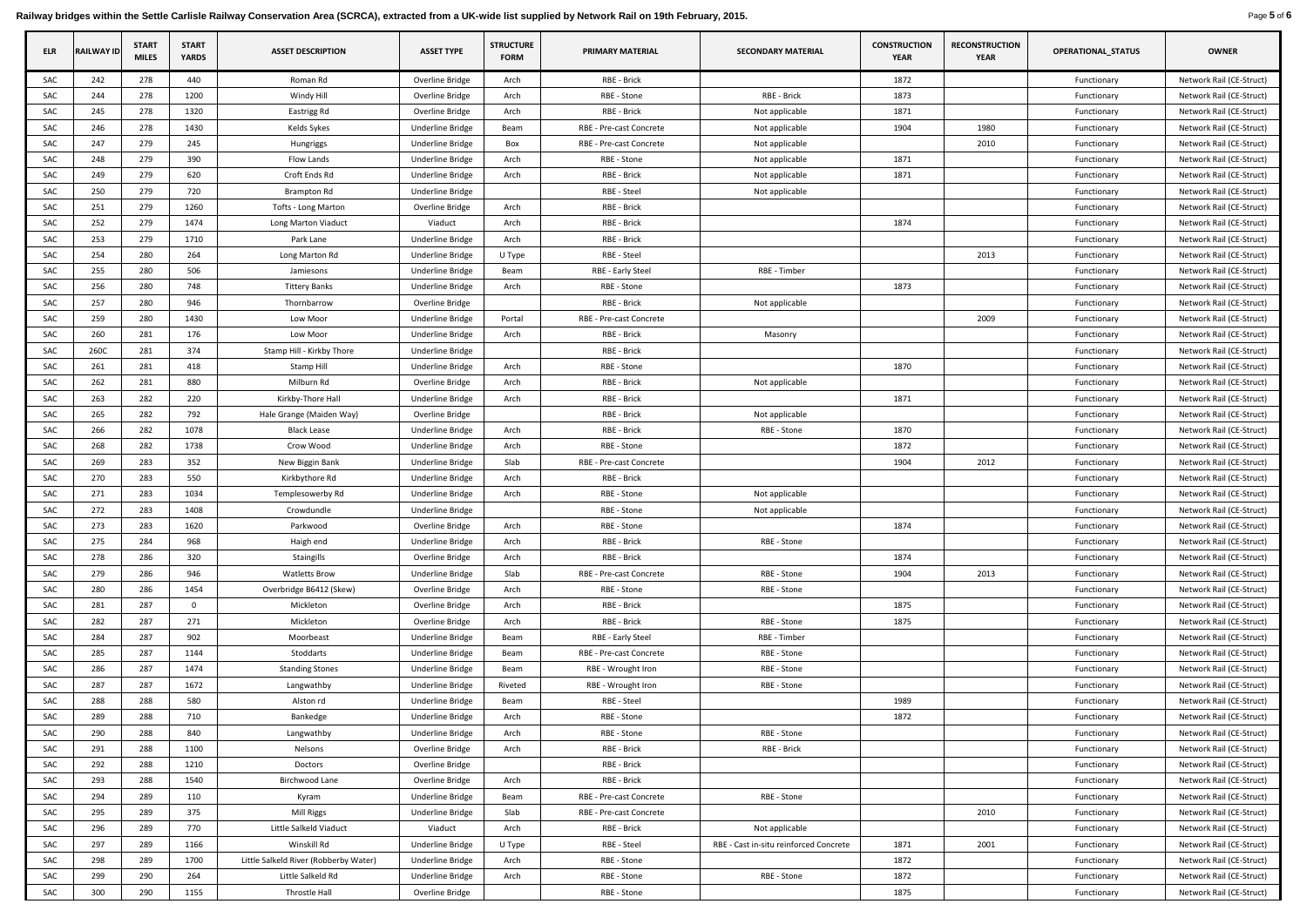**Railway bridges within the Settle Carlisle Railway Conservation Area (SCRCA), extracted from a UK-wide list supplied by Network Rail on 19th February, 2015.**

| ELR | RAILWAY ID | START MILES | START YARDS | ASSET DESCRIPTION | ASSET TYPE | STRUCTURE FORM | PRIMARY MATERIAL | SECONDARY MATERIAL | CONSTRUCTION YEAR | RECONSTRUCTION YEAR | OPERATIONAL_STATUS | OWNER |
|---|---|---|---|---|---|---|---|---|---|---|---|---|
| SAC | 242 | 278 | 440 | Roman Rd | Overline Bridge | Arch | RBE - Brick | | 1872 | | Functionary | Network Rail (CE-Struct) |
| SAC | 244 | 278 | 1200 | Windy Hill | Overline Bridge | Arch | RBE - Stone | RBE - Brick | 1873 | | Functionary | Network Rail (CE-Struct) |
| SAC | 245 | 278 | 1320 | Eastrigg Rd | Overline Bridge | Arch | RBE - Brick | Not applicable | 1871 | | Functionary | Network Rail (CE-Struct) |
| SAC | 246 | 278 | 1430 | Kelds Sykes | Underline Bridge | Beam | RBE - Pre-cast Concrete | Not applicable | 1904 | 1980 | Functionary | Network Rail (CE-Struct) |
| SAC | 247 | 279 | 245 | Hungriggs | Underline Bridge | Box | RBE - Pre-cast Concrete | Not applicable | | 2010 | Functionary | Network Rail (CE-Struct) |
| SAC | 248 | 279 | 390 | Flow Lands | Underline Bridge | Arch | RBE - Stone | Not applicable | 1871 | | Functionary | Network Rail (CE-Struct) |
| SAC | 249 | 279 | 620 | Croft Ends Rd | Underline Bridge | Arch | RBE - Brick | Not applicable | 1871 | | Functionary | Network Rail (CE-Struct) |
| SAC | 250 | 279 | 720 | Brampton Rd | Underline Bridge | | RBE - Steel | Not applicable | | | Functionary | Network Rail (CE-Struct) |
| SAC | 251 | 279 | 1260 | Tofts - Long Marton | Overline Bridge | Arch | RBE - Brick | | | | Functionary | Network Rail (CE-Struct) |
| SAC | 252 | 279 | 1474 | Long Marton Viaduct | Viaduct | Arch | RBE - Brick | | 1874 | | Functionary | Network Rail (CE-Struct) |
| SAC | 253 | 279 | 1710 | Park Lane | Underline Bridge | Arch | RBE - Brick | | | | Functionary | Network Rail (CE-Struct) |
| SAC | 254 | 280 | 264 | Long Marton Rd | Underline Bridge | U Type | RBE - Steel | | | 2013 | Functionary | Network Rail (CE-Struct) |
| SAC | 255 | 280 | 506 | Jamiesons | Underline Bridge | Beam | RBE - Early Steel | RBE - Timber | | | Functionary | Network Rail (CE-Struct) |
| SAC | 256 | 280 | 748 | Tittery Banks | Underline Bridge | Arch | RBE - Stone | | 1873 | | Functionary | Network Rail (CE-Struct) |
| SAC | 257 | 280 | 946 | Thornbarrow | Overline Bridge | | RBE - Brick | Not applicable | | | Functionary | Network Rail (CE-Struct) |
| SAC | 259 | 280 | 1430 | Low Moor | Underline Bridge | Portal | RBE - Pre-cast Concrete | | | 2009 | Functionary | Network Rail (CE-Struct) |
| SAC | 260 | 281 | 176 | Low Moor | Underline Bridge | Arch | RBE - Brick | Masonry | | | Functionary | Network Rail (CE-Struct) |
| SAC | 260C | 281 | 374 | Stamp Hill - Kirkby Thore | Underline Bridge | | RBE - Brick | | | | Functionary | Network Rail (CE-Struct) |
| SAC | 261 | 281 | 418 | Stamp Hill | Underline Bridge | Arch | RBE - Stone | | 1870 | | Functionary | Network Rail (CE-Struct) |
| SAC | 262 | 281 | 880 | Milburn Rd | Overline Bridge | Arch | RBE - Brick | Not applicable | | | Functionary | Network Rail (CE-Struct) |
| SAC | 263 | 282 | 220 | Kirkby-Thore Hall | Underline Bridge | Arch | RBE - Brick | | 1871 | | Functionary | Network Rail (CE-Struct) |
| SAC | 265 | 282 | 792 | Hale Grange (Maiden Way) | Overline Bridge | | RBE - Brick | Not applicable | | | Functionary | Network Rail (CE-Struct) |
| SAC | 266 | 282 | 1078 | Black Lease | Underline Bridge | Arch | RBE - Brick | RBE - Stone | 1870 | | Functionary | Network Rail (CE-Struct) |
| SAC | 268 | 282 | 1738 | Crow Wood | Underline Bridge | Arch | RBE - Stone | | 1872 | | Functionary | Network Rail (CE-Struct) |
| SAC | 269 | 283 | 352 | New Biggin Bank | Underline Bridge | Slab | RBE - Pre-cast Concrete | | 1904 | 2012 | Functionary | Network Rail (CE-Struct) |
| SAC | 270 | 283 | 550 | Kirkbythore Rd | Underline Bridge | Arch | RBE - Brick | | | | Functionary | Network Rail (CE-Struct) |
| SAC | 271 | 283 | 1034 | Templesowerby Rd | Underline Bridge | Arch | RBE - Stone | Not applicable | | | Functionary | Network Rail (CE-Struct) |
| SAC | 272 | 283 | 1408 | Crowdundle | Underline Bridge | | RBE - Stone | Not applicable | | | Functionary | Network Rail (CE-Struct) |
| SAC | 273 | 283 | 1620 | Parkwood | Overline Bridge | Arch | RBE - Stone | | 1874 | | Functionary | Network Rail (CE-Struct) |
| SAC | 275 | 284 | 968 | Haigh end | Underline Bridge | Arch | RBE - Brick | RBE - Stone | | | Functionary | Network Rail (CE-Struct) |
| SAC | 278 | 286 | 320 | Staingills | Overline Bridge | Arch | RBE - Brick | | 1874 | | Functionary | Network Rail (CE-Struct) |
| SAC | 279 | 286 | 946 | Watletts Brow | Underline Bridge | Slab | RBE - Pre-cast Concrete | RBE - Stone | 1904 | 2013 | Functionary | Network Rail (CE-Struct) |
| SAC | 280 | 286 | 1454 | Overbridge B6412 (Skew) | Overline Bridge | Arch | RBE - Stone | RBE - Stone | | | Functionary | Network Rail (CE-Struct) |
| SAC | 281 | 287 | 0 | Mickleton | Overline Bridge | Arch | RBE - Brick | | 1875 | | Functionary | Network Rail (CE-Struct) |
| SAC | 282 | 287 | 271 | Mickleton | Overline Bridge | Arch | RBE - Brick | RBE - Stone | 1875 | | Functionary | Network Rail (CE-Struct) |
| SAC | 284 | 287 | 902 | Moorbeast | Underline Bridge | Beam | RBE - Early Steel | RBE - Timber | | | Functionary | Network Rail (CE-Struct) |
| SAC | 285 | 287 | 1144 | Stoddarts | Underline Bridge | Beam | RBE - Pre-cast Concrete | RBE - Stone | | | Functionary | Network Rail (CE-Struct) |
| SAC | 286 | 287 | 1474 | Standing Stones | Underline Bridge | Beam | RBE - Wrought Iron | RBE - Stone | | | Functionary | Network Rail (CE-Struct) |
| SAC | 287 | 287 | 1672 | Langwathby | Underline Bridge | Riveted | RBE - Wrought Iron | RBE - Stone | | | Functionary | Network Rail (CE-Struct) |
| SAC | 288 | 288 | 580 | Alston rd | Underline Bridge | Beam | RBE - Steel | | 1989 | | Functionary | Network Rail (CE-Struct) |
| SAC | 289 | 288 | 710 | Bankedge | Underline Bridge | Arch | RBE - Stone | | 1872 | | Functionary | Network Rail (CE-Struct) |
| SAC | 290 | 288 | 840 | Langwathby | Underline Bridge | Arch | RBE - Stone | RBE - Stone | | | Functionary | Network Rail (CE-Struct) |
| SAC | 291 | 288 | 1100 | Nelsons | Overline Bridge | Arch | RBE - Brick | RBE - Brick | | | Functionary | Network Rail (CE-Struct) |
| SAC | 292 | 288 | 1210 | Doctors | Overline Bridge | | RBE - Brick | | | | Functionary | Network Rail (CE-Struct) |
| SAC | 293 | 288 | 1540 | Birchwood Lane | Overline Bridge | Arch | RBE - Brick | | | | Functionary | Network Rail (CE-Struct) |
| SAC | 294 | 289 | 110 | Kyram | Underline Bridge | Beam | RBE - Pre-cast Concrete | RBE - Stone | | | Functionary | Network Rail (CE-Struct) |
| SAC | 295 | 289 | 375 | Mill Riggs | Underline Bridge | Slab | RBE - Pre-cast Concrete | | | 2010 | Functionary | Network Rail (CE-Struct) |
| SAC | 296 | 289 | 770 | Little Salkeld Viaduct | Viaduct | Arch | RBE - Brick | Not applicable | | | Functionary | Network Rail (CE-Struct) |
| SAC | 297 | 289 | 1166 | Winskill Rd | Underline Bridge | U Type | RBE - Steel | RBE - Cast in-situ reinforced Concrete | 1871 | 2001 | Functionary | Network Rail (CE-Struct) |
| SAC | 298 | 289 | 1700 | Little Salkeld River (Robberby Water) | Underline Bridge | Arch | RBE - Stone | | 1872 | | Functionary | Network Rail (CE-Struct) |
| SAC | 299 | 290 | 264 | Little Salkeld Rd | Underline Bridge | Arch | RBE - Stone | RBE - Stone | 1872 | | Functionary | Network Rail (CE-Struct) |
| SAC | 300 | 290 | 1155 | Throstle Hall | Overline Bridge | | RBE - Stone | | 1875 | | Functionary | Network Rail (CE-Struct) |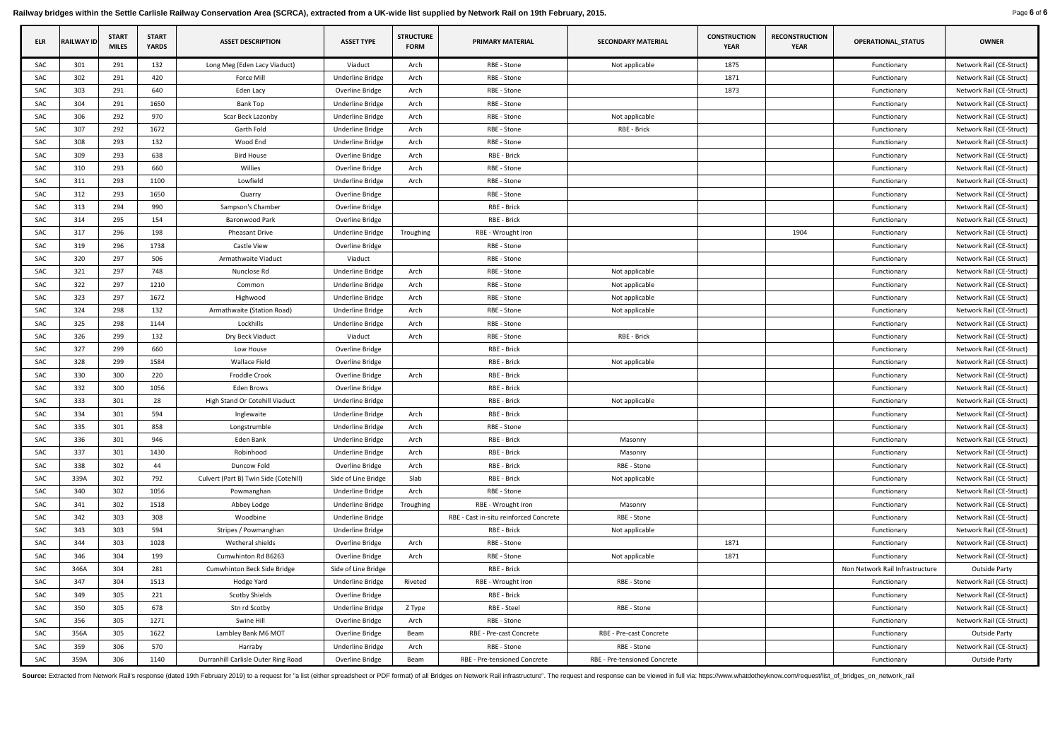**Railway bridges within the Settle Carlisle Railway Conservation Area (SCRCA), extracted from a UK-wide list supplied by Network Rail on 19th February, 2015.**

| ELR | RAILWAY ID | START MILES | START YARDS | ASSET DESCRIPTION | ASSET TYPE | STRUCTURE FORM | PRIMARY MATERIAL | SECONDARY MATERIAL | CONSTRUCTION YEAR | RECONSTRUCTION YEAR | OPERATIONAL_STATUS | OWNER |
|---|---|---|---|---|---|---|---|---|---|---|---|---|
| SAC | 301 | 291 | 132 | Long Meg (Eden Lacy Viaduct) | Viaduct | Arch | RBE - Stone | Not applicable | 1875 | | Functionary | Network Rail (CE-Struct) |
| SAC | 302 | 291 | 420 | Force Mill | Underline Bridge | Arch | RBE - Stone | | 1871 | | Functionary | Network Rail (CE-Struct) |
| SAC | 303 | 291 | 640 | Eden Lacy | Overline Bridge | Arch | RBE - Stone | | 1873 | | Functionary | Network Rail (CE-Struct) |
| SAC | 304 | 291 | 1650 | Bank Top | Underline Bridge | Arch | RBE - Stone | | | | Functionary | Network Rail (CE-Struct) |
| SAC | 306 | 292 | 970 | Scar Beck Lazonby | Underline Bridge | Arch | RBE - Stone | Not applicable | | | Functionary | Network Rail (CE-Struct) |
| SAC | 307 | 292 | 1672 | Garth Fold | Underline Bridge | Arch | RBE - Stone | RBE - Brick | | | Functionary | Network Rail (CE-Struct) |
| SAC | 308 | 293 | 132 | Wood End | Underline Bridge | Arch | RBE - Stone | | | | Functionary | Network Rail (CE-Struct) |
| SAC | 309 | 293 | 638 | Bird House | Overline Bridge | Arch | RBE - Brick | | | | Functionary | Network Rail (CE-Struct) |
| SAC | 310 | 293 | 660 | Willies | Overline Bridge | Arch | RBE - Stone | | | | Functionary | Network Rail (CE-Struct) |
| SAC | 311 | 293 | 1100 | Lowfield | Underline Bridge | Arch | RBE - Stone | | | | Functionary | Network Rail (CE-Struct) |
| SAC | 312 | 293 | 1650 | Quarry | Overline Bridge | | RBE - Stone | | | | Functionary | Network Rail (CE-Struct) |
| SAC | 313 | 294 | 990 | Sampson's Chamber | Overline Bridge | | RBE - Brick | | | | Functionary | Network Rail (CE-Struct) |
| SAC | 314 | 295 | 154 | Baronwood Park | Overline Bridge | | RBE - Brick | | | | Functionary | Network Rail (CE-Struct) |
| SAC | 317 | 296 | 198 | Pheasant Drive | Underline Bridge | Troughing | RBE - Wrought Iron | | | 1904 | Functionary | Network Rail (CE-Struct) |
| SAC | 319 | 296 | 1738 | Castle View | Overline Bridge | | RBE - Stone | | | | Functionary | Network Rail (CE-Struct) |
| SAC | 320 | 297 | 506 | Armathwaite Viaduct | Viaduct | | RBE - Stone | | | | Functionary | Network Rail (CE-Struct) |
| SAC | 321 | 297 | 748 | Nunclose Rd | Underline Bridge | Arch | RBE - Stone | Not applicable | | | Functionary | Network Rail (CE-Struct) |
| SAC | 322 | 297 | 1210 | Common | Underline Bridge | Arch | RBE - Stone | Not applicable | | | Functionary | Network Rail (CE-Struct) |
| SAC | 323 | 297 | 1672 | Highwood | Underline Bridge | Arch | RBE - Stone | Not applicable | | | Functionary | Network Rail (CE-Struct) |
| SAC | 324 | 298 | 132 | Armathwaite (Station Road) | Underline Bridge | Arch | RBE - Stone | Not applicable | | | Functionary | Network Rail (CE-Struct) |
| SAC | 325 | 298 | 1144 | Lockhills | Underline Bridge | Arch | RBE - Stone | | | | Functionary | Network Rail (CE-Struct) |
| SAC | 326 | 299 | 132 | Dry Beck Viaduct | Viaduct | Arch | RBE - Stone | RBE - Brick | | | Functionary | Network Rail (CE-Struct) |
| SAC | 327 | 299 | 660 | Low House | Overline Bridge | | RBE - Brick | | | | Functionary | Network Rail (CE-Struct) |
| SAC | 328 | 299 | 1584 | Wallace Field | Overline Bridge | | RBE - Brick | Not applicable | | | Functionary | Network Rail (CE-Struct) |
| SAC | 330 | 300 | 220 | Froddle Crook | Overline Bridge | Arch | RBE - Brick | | | | Functionary | Network Rail (CE-Struct) |
| SAC | 332 | 300 | 1056 | Eden Brows | Overline Bridge | | RBE - Brick | | | | Functionary | Network Rail (CE-Struct) |
| SAC | 333 | 301 | 28 | High Stand Or Cotehill Viaduct | Underline Bridge | | RBE - Brick | Not applicable | | | Functionary | Network Rail (CE-Struct) |
| SAC | 334 | 301 | 594 | Inglewaite | Underline Bridge | Arch | RBE - Brick | | | | Functionary | Network Rail (CE-Struct) |
| SAC | 335 | 301 | 858 | Longstrumble | Underline Bridge | Arch | RBE - Stone | | | | Functionary | Network Rail (CE-Struct) |
| SAC | 336 | 301 | 946 | Eden Bank | Underline Bridge | Arch | RBE - Brick | Masonry | | | Functionary | Network Rail (CE-Struct) |
| SAC | 337 | 301 | 1430 | Robinhood | Underline Bridge | Arch | RBE - Brick | Masonry | | | Functionary | Network Rail (CE-Struct) |
| SAC | 338 | 302 | 44 | Duncow Fold | Overline Bridge | Arch | RBE - Brick | RBE - Stone | | | Functionary | Network Rail (CE-Struct) |
| SAC | 339A | 302 | 792 | Culvert (Part B) Twin Side (Cotehill) | Side of Line Bridge | Slab | RBE - Brick | Not applicable | | | Functionary | Network Rail (CE-Struct) |
| SAC | 340 | 302 | 1056 | Powmanghan | Underline Bridge | Arch | RBE - Stone | | | | Functionary | Network Rail (CE-Struct) |
| SAC | 341 | 302 | 1518 | Abbey Lodge | Underline Bridge | Troughing | RBE - Wrought Iron | Masonry | | | Functionary | Network Rail (CE-Struct) |
| SAC | 342 | 303 | 308 | Woodbine | Underline Bridge | | RBE - Cast in-situ reinforced Concrete | RBE - Stone | | | Functionary | Network Rail (CE-Struct) |
| SAC | 343 | 303 | 594 | Stripes / Powmanghan | Underline Bridge | | RBE - Brick | Not applicable | | | Functionary | Network Rail (CE-Struct) |
| SAC | 344 | 303 | 1028 | Wetheral shields | Overline Bridge | Arch | RBE - Stone | | 1871 | | Functionary | Network Rail (CE-Struct) |
| SAC | 346 | 304 | 199 | Cumwhinton Rd B6263 | Overline Bridge | Arch | RBE - Stone | Not applicable | 1871 | | Functionary | Network Rail (CE-Struct) |
| SAC | 346A | 304 | 281 | Cumwhinton Beck Side Bridge | Side of Line Bridge | | RBE - Brick | | | | Non Network Rail Infrastructure | Outside Party |
| SAC | 347 | 304 | 1513 | Hodge Yard | Underline Bridge | Riveted | RBE - Wrought Iron | RBE - Stone | | | Functionary | Network Rail (CE-Struct) |
| SAC | 349 | 305 | 221 | Scotby Shields | Overline Bridge | | RBE - Brick | | | | Functionary | Network Rail (CE-Struct) |
| SAC | 350 | 305 | 678 | Stn rd Scotby | Underline Bridge | Z Type | RBE - Steel | RBE - Stone | | | Functionary | Network Rail (CE-Struct) |
| SAC | 356 | 305 | 1271 | Swine Hill | Overline Bridge | Arch | RBE - Stone | | | | Functionary | Network Rail (CE-Struct) |
| SAC | 356A | 305 | 1622 | Lambley Bank M6 MOT | Overline Bridge | Beam | RBE - Pre-cast Concrete | RBE - Pre-cast Concrete | | | Functionary | Outside Party |
| SAC | 359 | 306 | 570 | Harraby | Underline Bridge | Arch | RBE - Stone | RBE - Stone | | | Functionary | Network Rail (CE-Struct) |
| SAC | 359A | 306 | 1140 | Durranhill Carlisle Outer Ring Road | Overline Bridge | Beam | RBE - Pre-tensioned Concrete | RBE - Pre-tensioned Concrete | | | Functionary | Outside Party |

**Source:** Extracted from Network Rail's response (dated 19th February 2019) to a request for "a list (either spreadsheet or PDF format) of all Bridges on Network Rail infrastructure". The request and response can be viewed in full via: https://www.whatdotheyknow.com/request/list_of_bridges_on_network_rail